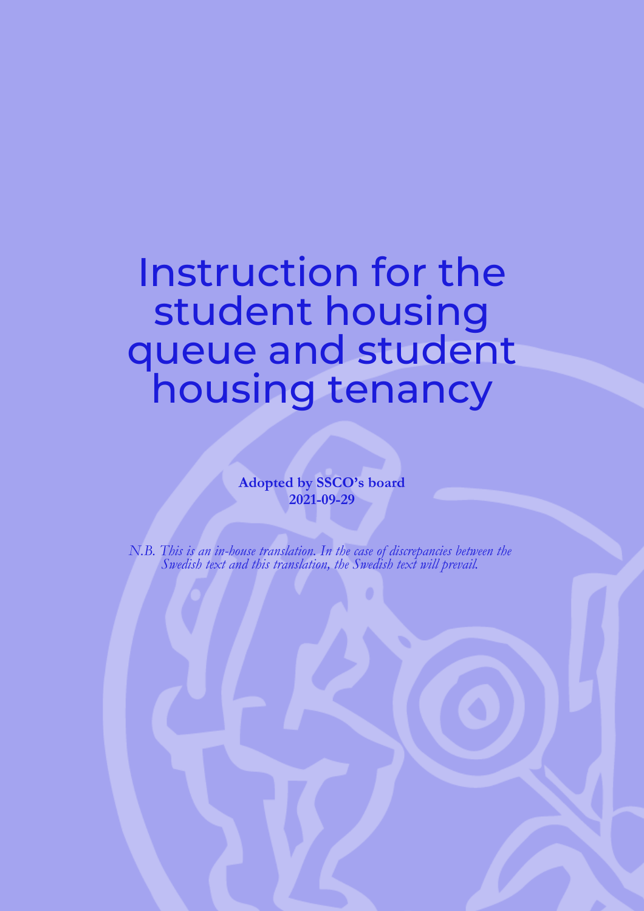# Instruction for the student housing queue and student housing tenancy

**Adopted by SSCO's board**
**2021-09-29**

*N.B. This is an in-house translation. In the case of discrepancies between the Swedish text and this translation, the Swedish text will prevail.*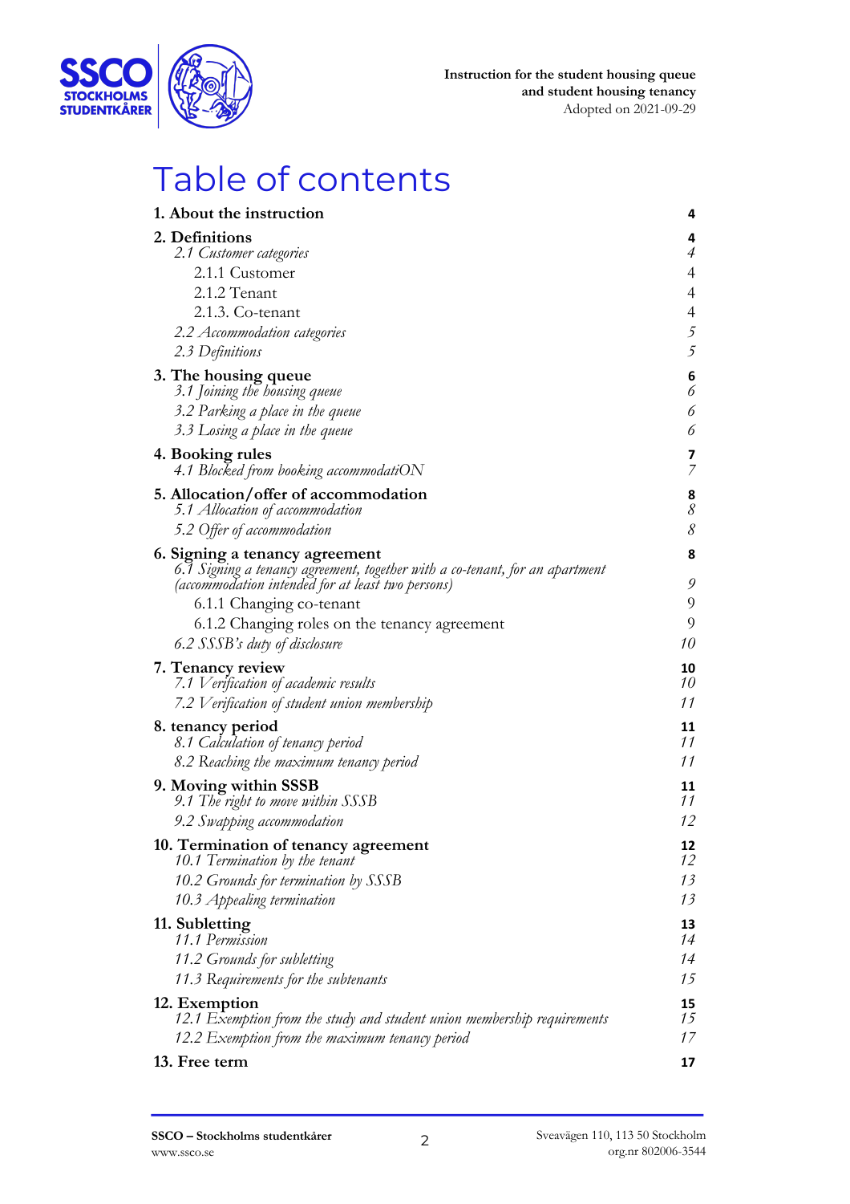# Table of contents

| | |
|---|---|
| **1. About the instruction** | **4** |
| **2. Definitions** | **4** |
| *2.1 Customer categories* | *4* |
| 2.1.1 Customer | 4 |
| 2.1.2 Tenant | 4 |
| 2.1.3. Co-tenant | 4 |
| *2.2 Accommodation categories* | *5* |
| *2.3 Definitions* | *5* |
| **3. The housing queue** | **6** |
| *3.1 Joining the housing queue* | *6* |
| *3.2 Parking a place in the queue* | *6* |
| *3.3 Losing a place in the queue* | *6* |
| **4. Booking rules** | **7** |
| *4.1 Blocked from booking accommodatiON* | *7* |
| **5. Allocation/offer of accommodation** | **8** |
| *5.1 Allocation of accommodation* | *8* |
| *5.2 Offer of accommodation* | *8* |
| **6. Signing a tenancy agreement** | **8** |
| *6.1 Signing a tenancy agreement, together with a co-tenant, for an apartment (accommodation intended for at least two persons)* | *9* |
| 6.1.1 Changing co-tenant | 9 |
| 6.1.2 Changing roles on the tenancy agreement | 9 |
| *6.2 SSSB's duty of disclosure* | *10* |
| **7. Tenancy review** | **10** |
| *7.1 Verification of academic results* | *10* |
| *7.2 Verification of student union membership* | *11* |
| **8. tenancy period** | **11** |
| *8.1 Calculation of tenancy period* | *11* |
| *8.2 Reaching the maximum tenancy period* | *11* |
| **9. Moving within SSSB** | **11** |
| *9.1 The right to move within SSSB* | *11* |
| *9.2 Swapping accommodation* | *12* |
| **10. Termination of tenancy agreement** | **12** |
| *10.1 Termination by the tenant* | *12* |
| *10.2 Grounds for termination by SSSB* | *13* |
| *10.3 Appealing termination* | *13* |
| **11. Subletting** | **13** |
| *11.1 Permission* | *14* |
| *11.2 Grounds for subletting* | *14* |
| *11.3 Requirements for the subtenants* | *15* |
| **12. Exemption** | **15** |
| *12.1 Exemption from the study and student union membership requirements* | *15* |
| *12.2 Exemption from the maximum tenancy period* | *17* |
| **13. Free term** | **17** |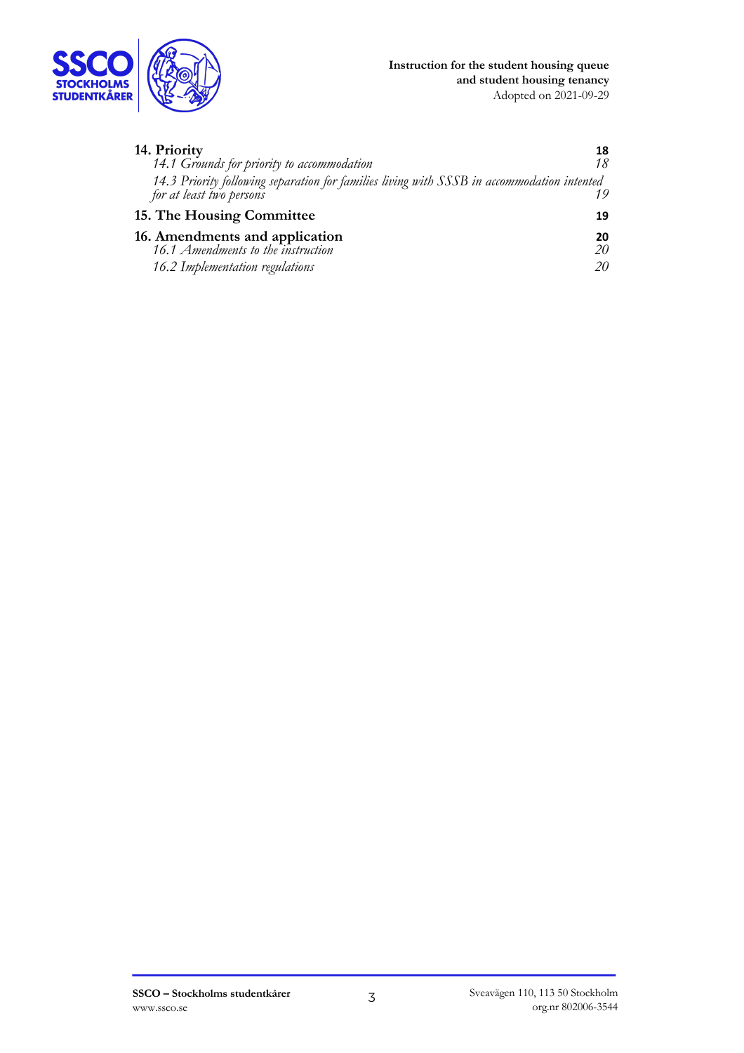**14. Priority** 18

*14.1 Grounds for priority to accommodation* 18

*14.3 Priority following separation for families living with SSSB in accommodation intented for at least two persons* 19

**15. The Housing Committee** 19

**16. Amendments and application** 20

*16.1 Amendments to the instruction* 20

*16.2 Implementation regulations* 20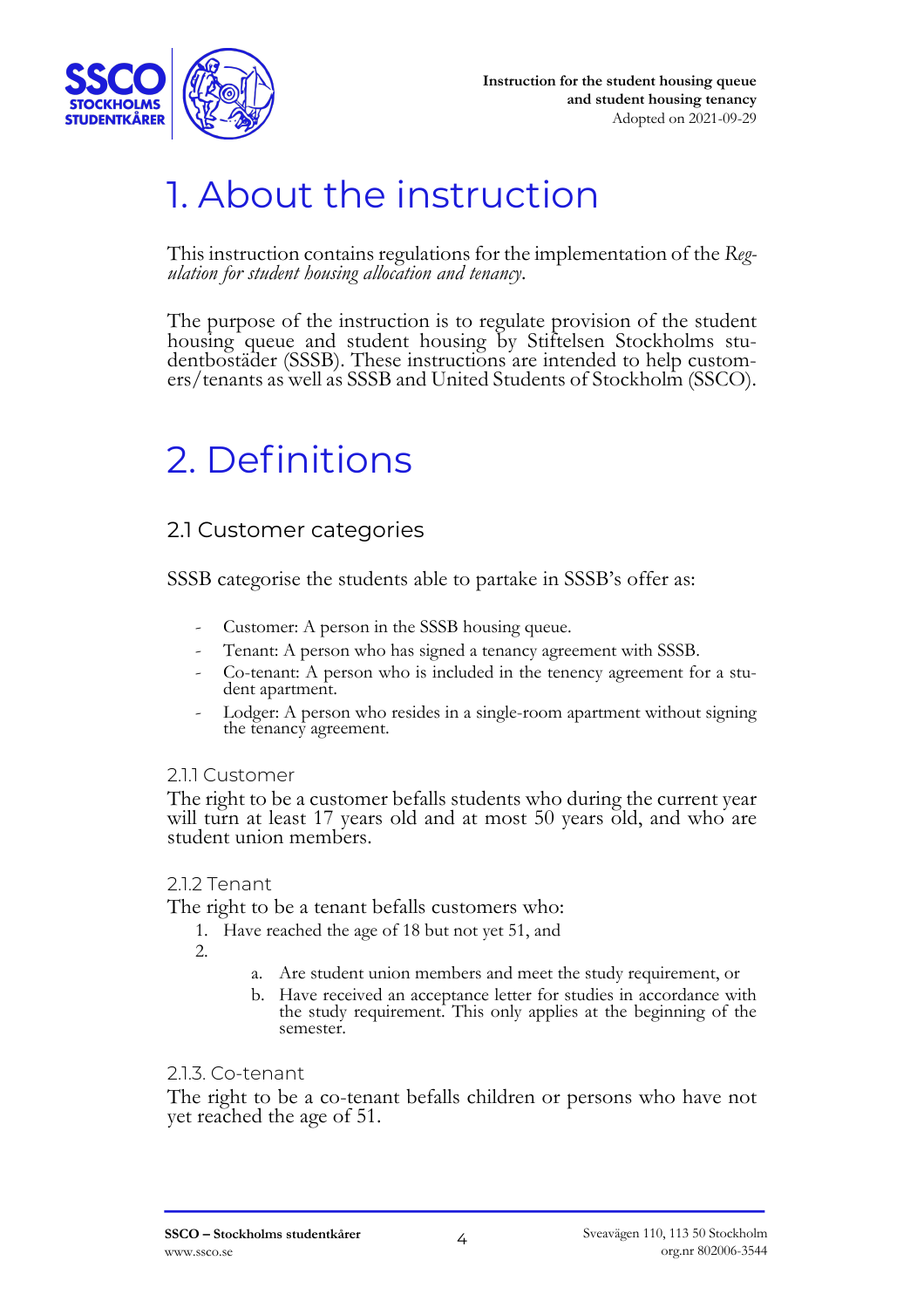# 1. About the instruction

This instruction contains regulations for the implementation of the *Regulation for student housing allocation and tenancy*.

The purpose of the instruction is to regulate provision of the student housing queue and student housing by Stiftelsen Stockholms studentbostäder (SSSB). These instructions are intended to help customers/tenants as well as SSSB and United Students of Stockholm (SSCO).

# 2. Definitions

## 2.1 Customer categories

SSSB categorise the students able to partake in SSSB's offer as:

- Customer: A person in the SSSB housing queue.
- Tenant: A person who has signed a tenancy agreement with SSSB.
- Co-tenant: A person who is included in the tenency agreement for a student apartment.
- Lodger: A person who resides in a single-room apartment without signing the tenancy agreement.

### 2.1.1 Customer

The right to be a customer befalls students who during the current year will turn at least 17 years old and at most 50 years old, and who are student union members.

### 2.1.2 Tenant

The right to be a tenant befalls customers who:

1. Have reached the age of 18 but not yet 51, and
2. 
    a. Are student union members and meet the study requirement, or
    b. Have received an acceptance letter for studies in accordance with the study requirement. This only applies at the beginning of the semester.

### 2.1.3. Co-tenant

The right to be a co-tenant befalls children or persons who have not yet reached the age of 51.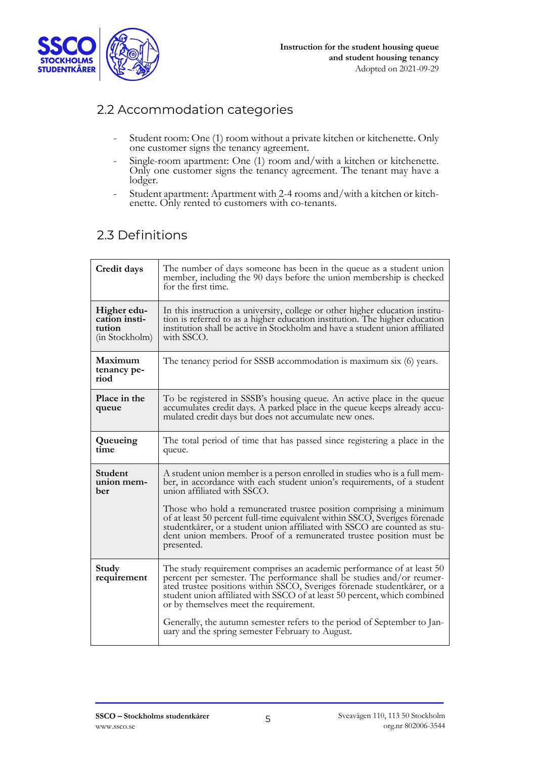## 2.2 Accommodation categories

- Student room: One (1) room without a private kitchen or kitchenette. Only one customer signs the tenancy agreement.
- Single-room apartment: One (1) room and/with a kitchen or kitchenette. Only one customer signs the tenancy agreement. The tenant may have a lodger.
- Student apartment: Apartment with 2-4 rooms and/with a kitchen or kitchenette. Only rented to customers with co-tenants.

## 2.3 Definitions

| Term | Definition |
|---|---|
| **Credit days** | The number of days someone has been in the queue as a student union member, including the 90 days before the union membership is checked for the first time. |
| **Higher education institution** (in Stockholm) | In this instruction a university, college or other higher education institution is referred to as a higher education institution. The higher education institution shall be active in Stockholm and have a student union affiliated with SSCO. |
| **Maximum tenancy period** | The tenancy period for SSSB accommodation is maximum six (6) years. |
| **Place in the queue** | To be registered in SSSB's housing queue. An active place in the queue accumulates credit days. A parked place in the queue keeps already accumulated credit days but does not accumulate new ones. |
| **Queueing time** | The total period of time that has passed since registering a place in the queue. |
| **Student union member** | A student union member is a person enrolled in studies who is a full member, in accordance with each student union's requirements, of a student union affiliated with SSCO.<br><br>Those who hold a remunerated trustee position comprising a minimum of at least 50 percent full-time equivalent within SSCO, Sveriges förenade studentkårer, or a student union affiliated with SSCO are counted as student union members. Proof of a remunerated trustee position must be presented. |
| **Study requirement** | The study requirement comprises an academic performance of at least 50 percent per semester. The performance shall be studies and/or reumerated trustee positions within SSCO, Sveriges förenade studentkårer, or a student union affiliated with SSCO of at least 50 percent, which combined or by themselves meet the requirement.<br><br>Generally, the autumn semester refers to the period of September to January and the spring semester February to August. |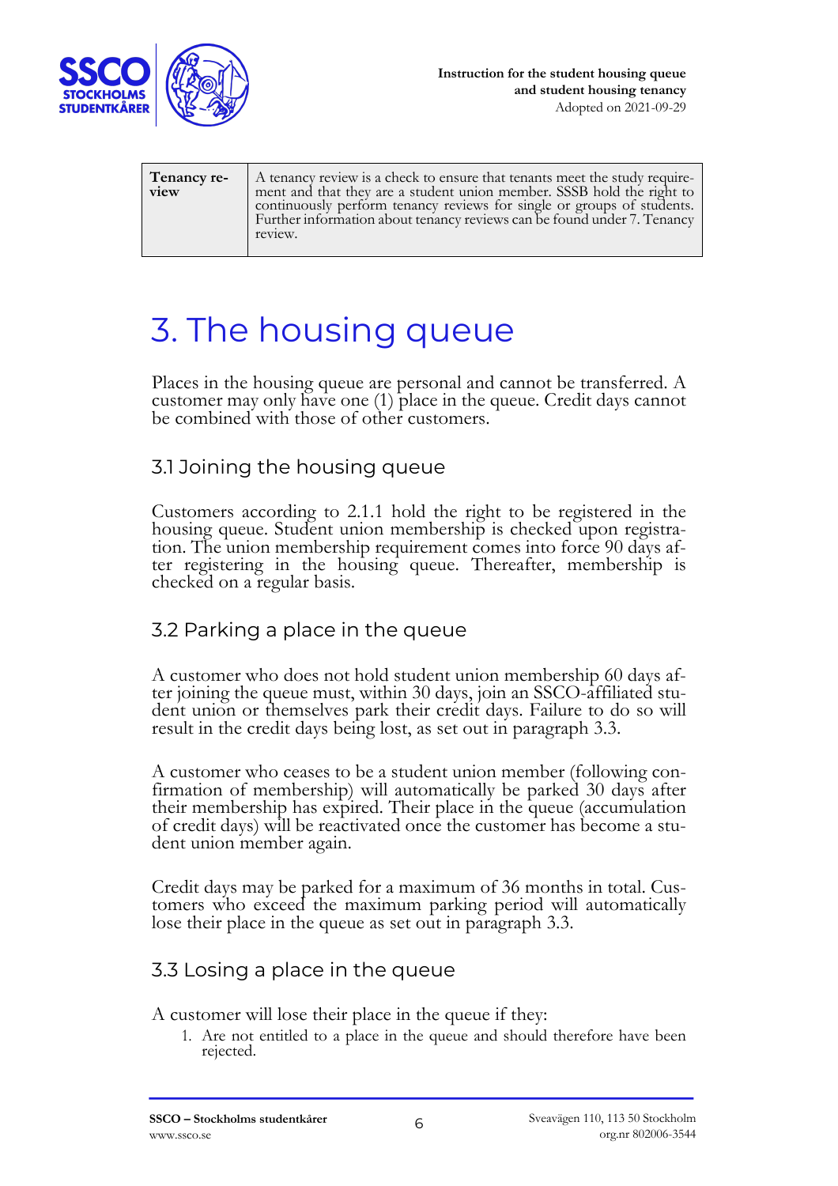| Tenancy review | A tenancy review is a check to ensure that tenants meet the study requirement and that they are a student union member. SSSB hold the right to continuously perform tenancy reviews for single or groups of students. Further information about tenancy reviews can be found under 7. Tenancy review. |
|---|---|

# 3. The housing queue

Places in the housing queue are personal and cannot be transferred. A customer may only have one (1) place in the queue. Credit days cannot be combined with those of other customers.

## 3.1 Joining the housing queue

Customers according to 2.1.1 hold the right to be registered in the housing queue. Student union membership is checked upon registration. The union membership requirement comes into force 90 days after registering in the housing queue. Thereafter, membership is checked on a regular basis.

## 3.2 Parking a place in the queue

A customer who does not hold student union membership 60 days after joining the queue must, within 30 days, join an SSCO-affiliated student union or themselves park their credit days. Failure to do so will result in the credit days being lost, as set out in paragraph 3.3.

A customer who ceases to be a student union member (following confirmation of membership) will automatically be parked 30 days after their membership has expired. Their place in the queue (accumulation of credit days) will be reactivated once the customer has become a student union member again.

Credit days may be parked for a maximum of 36 months in total. Customers who exceed the maximum parking period will automatically lose their place in the queue as set out in paragraph 3.3.

## 3.3 Losing a place in the queue

A customer will lose their place in the queue if they:

1. Are not entitled to a place in the queue and should therefore have been rejected.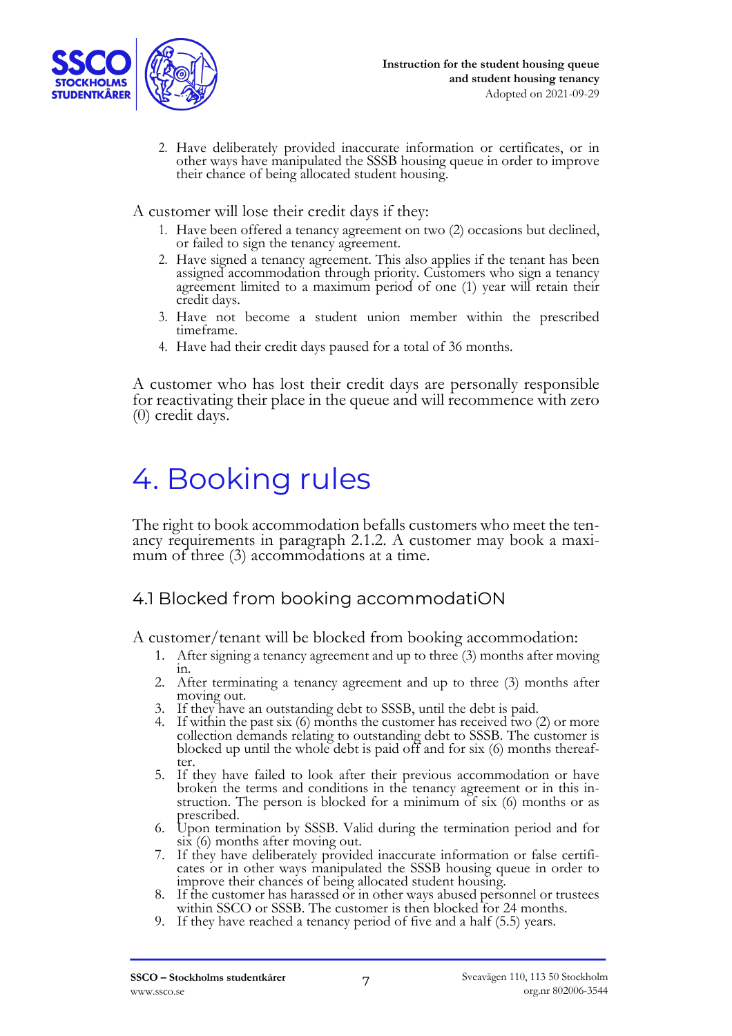2. Have deliberately provided inaccurate information or certificates, or in other ways have manipulated the SSSB housing queue in order to improve their chance of being allocated student housing.

A customer will lose their credit days if they:

1. Have been offered a tenancy agreement on two (2) occasions but declined, or failed to sign the tenancy agreement.
2. Have signed a tenancy agreement. This also applies if the tenant has been assigned accommodation through priority. Customers who sign a tenancy agreement limited to a maximum period of one (1) year will retain their credit days.
3. Have not become a student union member within the prescribed timeframe.
4. Have had their credit days paused for a total of 36 months.

A customer who has lost their credit days are personally responsible for reactivating their place in the queue and will recommence with zero (0) credit days.

# 4. Booking rules

The right to book accommodation befalls customers who meet the tenancy requirements in paragraph 2.1.2. A customer may book a maximum of three (3) accommodations at a time.

## 4.1 Blocked from booking accommodatiON

A customer/tenant will be blocked from booking accommodation:

1. After signing a tenancy agreement and up to three (3) months after moving in.
2. After terminating a tenancy agreement and up to three (3) months after moving out.
3. If they have an outstanding debt to SSSB, until the debt is paid.
4. If within the past six (6) months the customer has received two (2) or more collection demands relating to outstanding debt to SSSB. The customer is blocked up until the whole debt is paid off and for six (6) months thereafter.
5. If they have failed to look after their previous accommodation or have broken the terms and conditions in the tenancy agreement or in this instruction. The person is blocked for a minimum of six (6) months or as prescribed.
6. Upon termination by SSSB. Valid during the termination period and for six (6) months after moving out.
7. If they have deliberately provided inaccurate information or false certificates or in other ways manipulated the SSSB housing queue in order to improve their chances of being allocated student housing.
8. If the customer has harassed or in other ways abused personnel or trustees within SSCO or SSSB. The customer is then blocked for 24 months.
9. If they have reached a tenancy period of five and a half (5.5) years.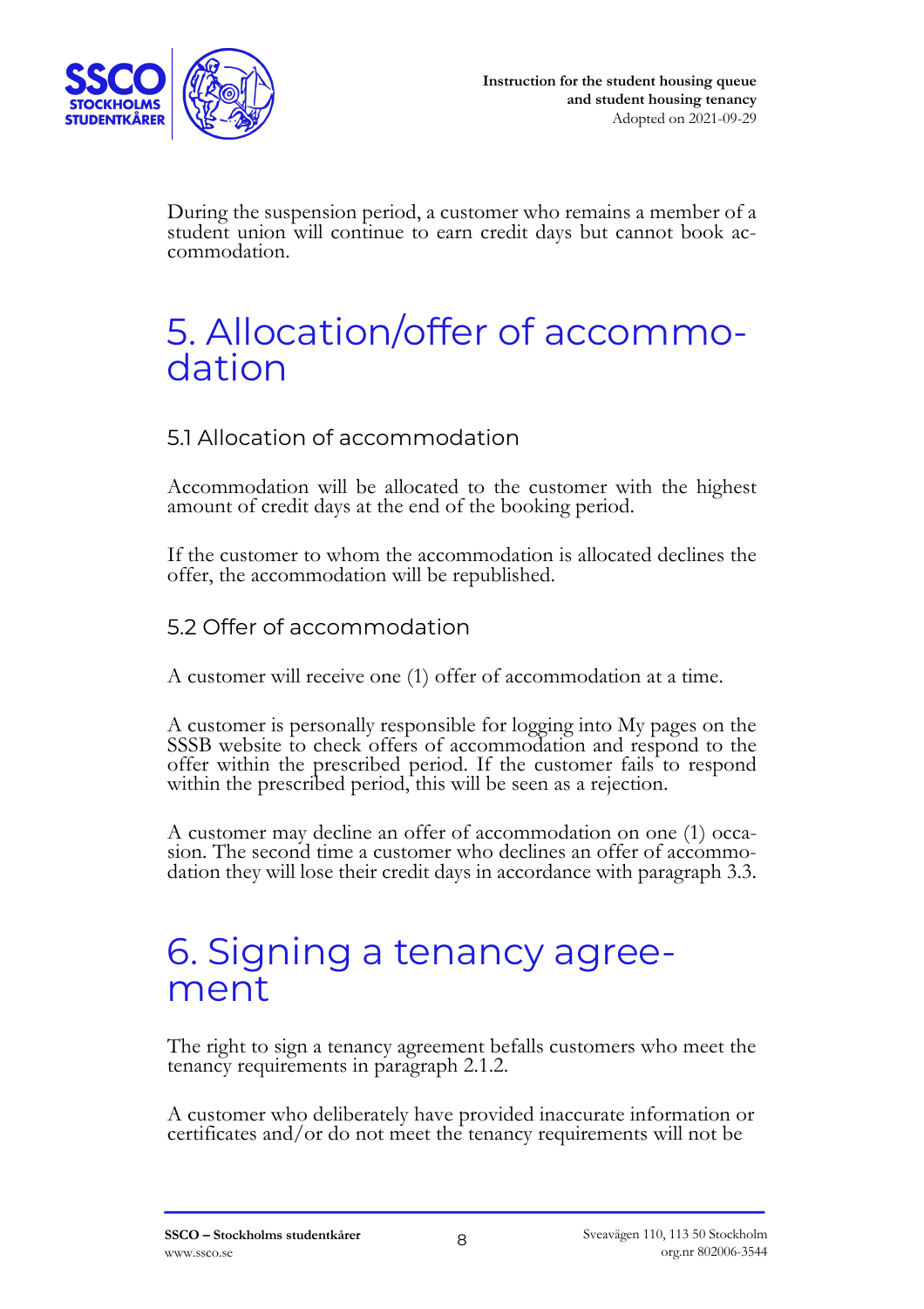During the suspension period, a customer who remains a member of a student union will continue to earn credit days but cannot book accommodation.

# 5. Allocation/offer of accommodation

## 5.1 Allocation of accommodation

Accommodation will be allocated to the customer with the highest amount of credit days at the end of the booking period.

If the customer to whom the accommodation is allocated declines the offer, the accommodation will be republished.

## 5.2 Offer of accommodation

A customer will receive one (1) offer of accommodation at a time.

A customer is personally responsible for logging into My pages on the SSSB website to check offers of accommodation and respond to the offer within the prescribed period. If the customer fails to respond within the prescribed period, this will be seen as a rejection.

A customer may decline an offer of accommodation on one (1) occasion. The second time a customer who declines an offer of accommodation they will lose their credit days in accordance with paragraph 3.3.

# 6. Signing a tenancy agreement

The right to sign a tenancy agreement befalls customers who meet the tenancy requirements in paragraph 2.1.2.

A customer who deliberately have provided inaccurate information or certificates and/or do not meet the tenancy requirements will not be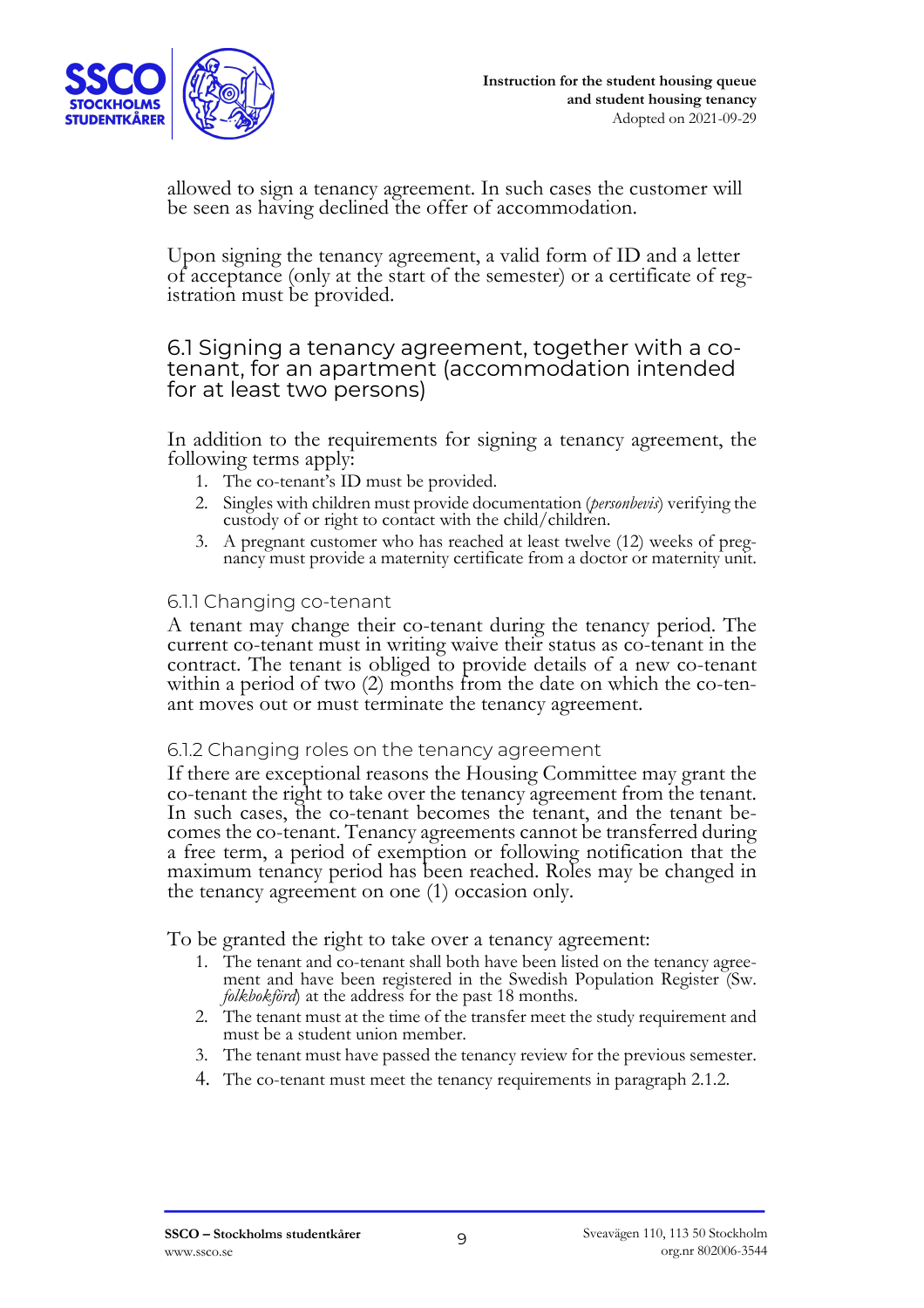allowed to sign a tenancy agreement. In such cases the customer will be seen as having declined the offer of accommodation.

Upon signing the tenancy agreement, a valid form of ID and a letter of acceptance (only at the start of the semester) or a certificate of registration must be provided.

## 6.1 Signing a tenancy agreement, together with a co-tenant, for an apartment (accommodation intended for at least two persons)

In addition to the requirements for signing a tenancy agreement, the following terms apply:

1. The co-tenant's ID must be provided.
2. Singles with children must provide documentation (*personbevis*) verifying the custody of or right to contact with the child/children.
3. A pregnant customer who has reached at least twelve (12) weeks of pregnancy must provide a maternity certificate from a doctor or maternity unit.

### 6.1.1 Changing co-tenant

A tenant may change their co-tenant during the tenancy period. The current co-tenant must in writing waive their status as co-tenant in the contract. The tenant is obliged to provide details of a new co-tenant within a period of two (2) months from the date on which the co-tenant moves out or must terminate the tenancy agreement.

### 6.1.2 Changing roles on the tenancy agreement

If there are exceptional reasons the Housing Committee may grant the co-tenant the right to take over the tenancy agreement from the tenant. In such cases, the co-tenant becomes the tenant, and the tenant becomes the co-tenant. Tenancy agreements cannot be transferred during a free term, a period of exemption or following notification that the maximum tenancy period has been reached. Roles may be changed in the tenancy agreement on one (1) occasion only.

To be granted the right to take over a tenancy agreement:

1. The tenant and co-tenant shall both have been listed on the tenancy agreement and have been registered in the Swedish Population Register (Sw. *folkbokförd*) at the address for the past 18 months.
2. The tenant must at the time of the transfer meet the study requirement and must be a student union member.
3. The tenant must have passed the tenancy review for the previous semester.
4. The co-tenant must meet the tenancy requirements in paragraph 2.1.2.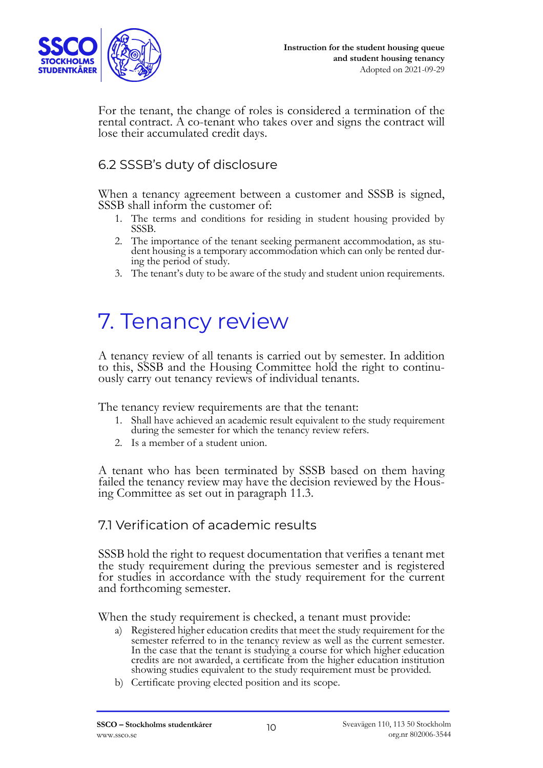For the tenant, the change of roles is considered a termination of the rental contract. A co-tenant who takes over and signs the contract will lose their accumulated credit days.

## 6.2 SSSB's duty of disclosure

When a tenancy agreement between a customer and SSSB is signed, SSSB shall inform the customer of:

1. The terms and conditions for residing in student housing provided by SSSB.
2. The importance of the tenant seeking permanent accommodation, as student housing is a temporary accommodation which can only be rented during the period of study.
3. The tenant's duty to be aware of the study and student union requirements.

# 7. Tenancy review

A tenancy review of all tenants is carried out by semester. In addition to this, SSSB and the Housing Committee hold the right to continuously carry out tenancy reviews of individual tenants.

The tenancy review requirements are that the tenant:

1. Shall have achieved an academic result equivalent to the study requirement during the semester for which the tenancy review refers.
2. Is a member of a student union.

A tenant who has been terminated by SSSB based on them having failed the tenancy review may have the decision reviewed by the Housing Committee as set out in paragraph 11.3.

## 7.1 Verification of academic results

SSSB hold the right to request documentation that verifies a tenant met the study requirement during the previous semester and is registered for studies in accordance with the study requirement for the current and forthcoming semester.

When the study requirement is checked, a tenant must provide:

a) Registered higher education credits that meet the study requirement for the semester referred to in the tenancy review as well as the current semester. In the case that the tenant is studying a course for which higher education credits are not awarded, a certificate from the higher education institution showing studies equivalent to the study requirement must be provided.

b) Certificate proving elected position and its scope.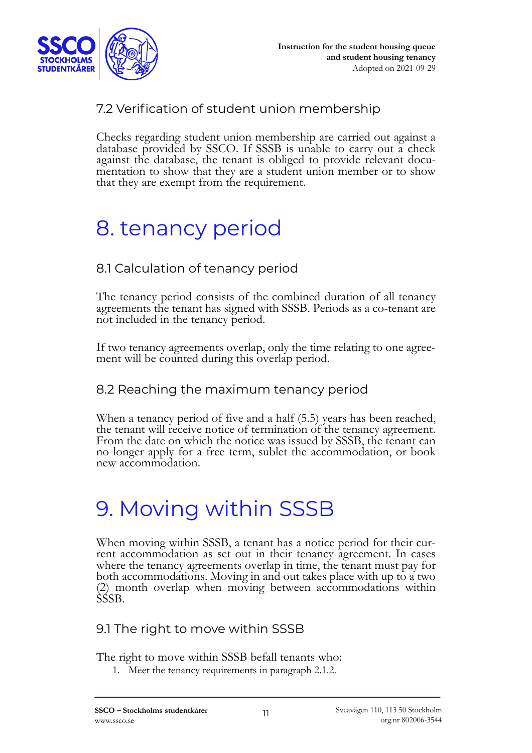### 7.2 Verification of student union membership

Checks regarding student union membership are carried out against a database provided by SSCO. If SSSB is unable to carry out a check against the database, the tenant is obliged to provide relevant documentation to show that they are a student union member or to show that they are exempt from the requirement.

# 8. tenancy period

### 8.1 Calculation of tenancy period

The tenancy period consists of the combined duration of all tenancy agreements the tenant has signed with SSSB. Periods as a co-tenant are not included in the tenancy period.

If two tenancy agreements overlap, only the time relating to one agreement will be counted during this overlap period.

### 8.2 Reaching the maximum tenancy period

When a tenancy period of five and a half (5.5) years has been reached, the tenant will receive notice of termination of the tenancy agreement. From the date on which the notice was issued by SSSB, the tenant can no longer apply for a free term, sublet the accommodation, or book new accommodation.

# 9. Moving within SSSB

When moving within SSSB, a tenant has a notice period for their current accommodation as set out in their tenancy agreement. In cases where the tenancy agreements overlap in time, the tenant must pay for both accommodations. Moving in and out takes place with up to a two (2) month overlap when moving between accommodations within SSSB.

### 9.1 The right to move within SSSB

The right to move within SSSB befall tenants who:

1. Meet the tenancy requirements in paragraph 2.1.2.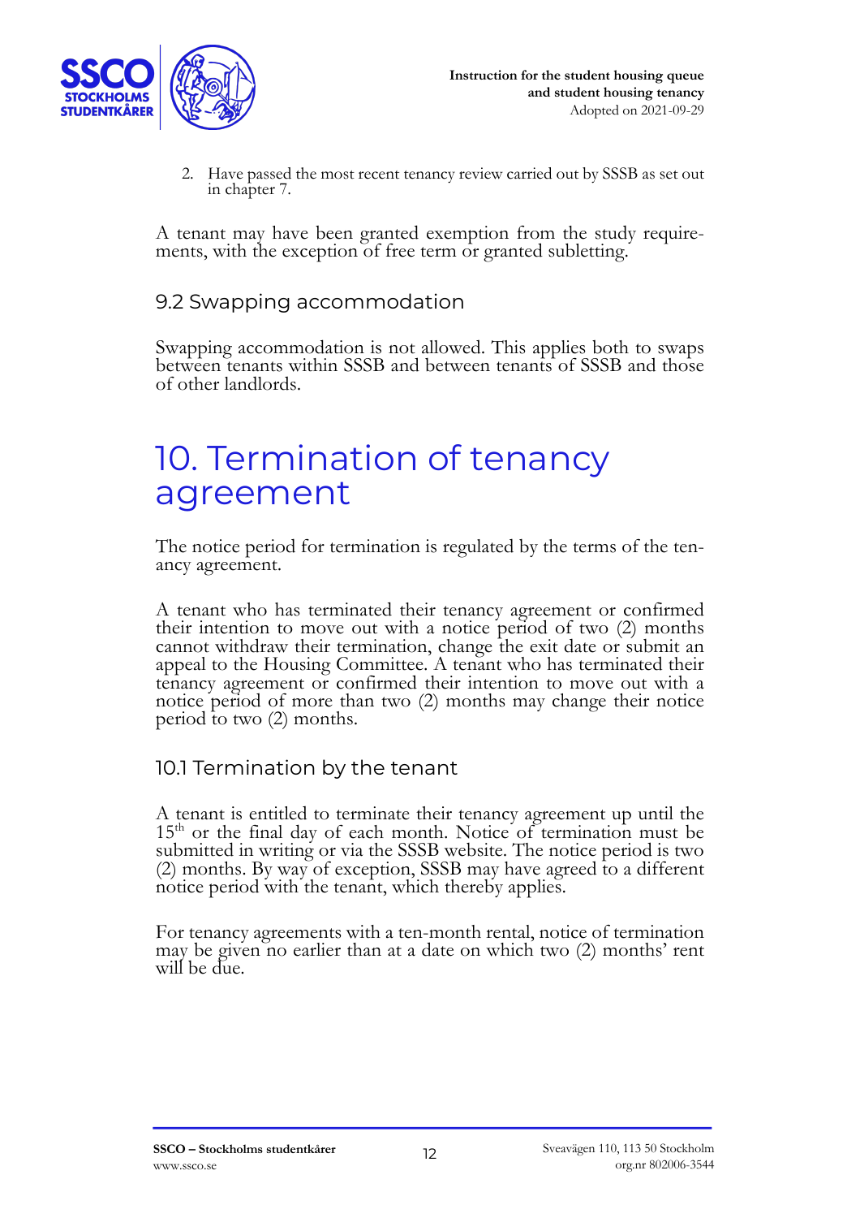2. Have passed the most recent tenancy review carried out by SSSB as set out in chapter 7.

A tenant may have been granted exemption from the study requirements, with the exception of free term or granted subletting.

## 9.2 Swapping accommodation

Swapping accommodation is not allowed. This applies both to swaps between tenants within SSSB and between tenants of SSSB and those of other landlords.

# 10. Termination of tenancy agreement

The notice period for termination is regulated by the terms of the tenancy agreement.

A tenant who has terminated their tenancy agreement or confirmed their intention to move out with a notice period of two (2) months cannot withdraw their termination, change the exit date or submit an appeal to the Housing Committee. A tenant who has terminated their tenancy agreement or confirmed their intention to move out with a notice period of more than two (2) months may change their notice period to two (2) months.

## 10.1 Termination by the tenant

A tenant is entitled to terminate their tenancy agreement up until the 15th or the final day of each month. Notice of termination must be submitted in writing or via the SSSB website. The notice period is two (2) months. By way of exception, SSSB may have agreed to a different notice period with the tenant, which thereby applies.

For tenancy agreements with a ten-month rental, notice of termination may be given no earlier than at a date on which two (2) months' rent will be due.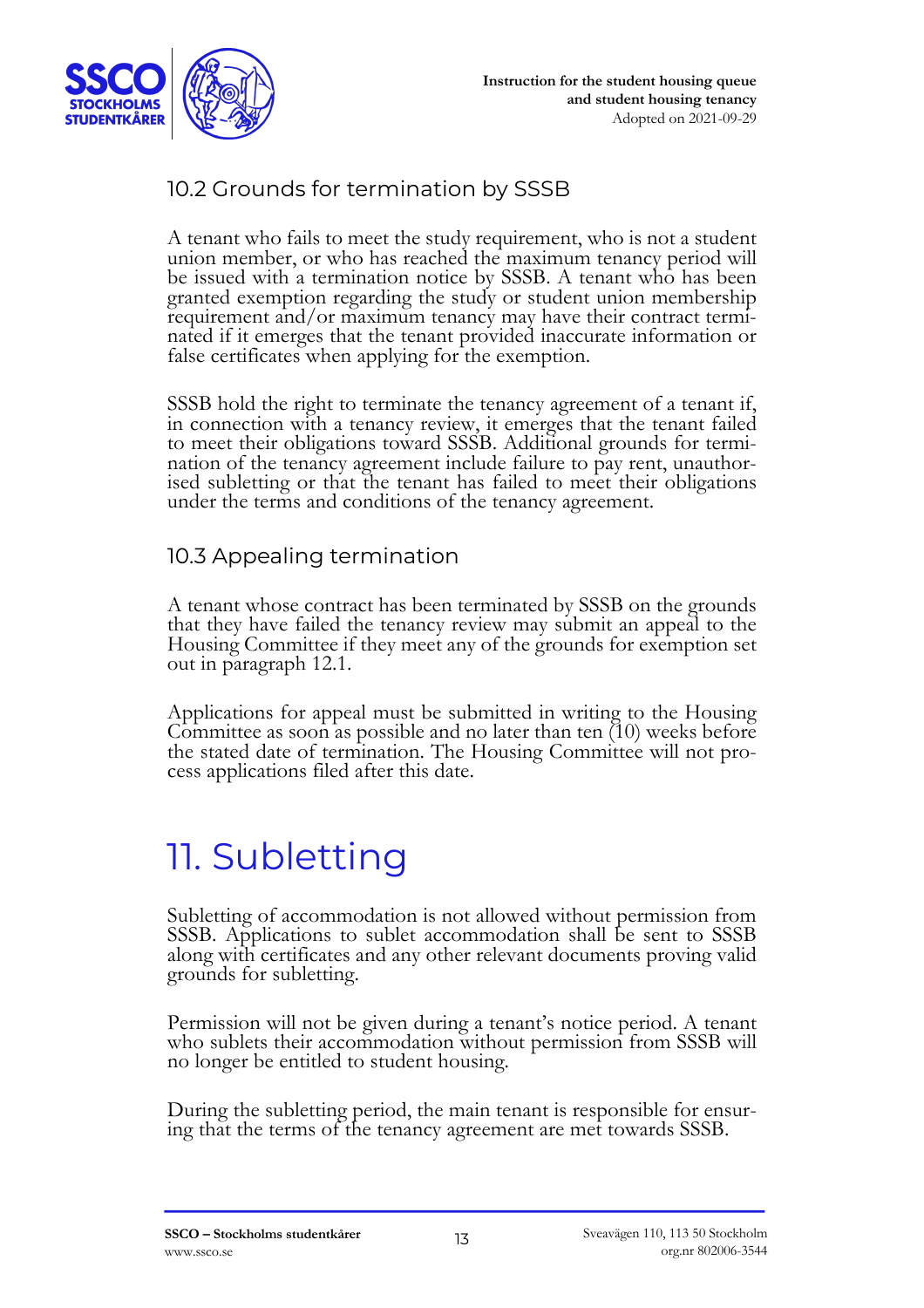### 10.2 Grounds for termination by SSSB

A tenant who fails to meet the study requirement, who is not a student union member, or who has reached the maximum tenancy period will be issued with a termination notice by SSSB. A tenant who has been granted exemption regarding the study or student union membership requirement and/or maximum tenancy may have their contract terminated if it emerges that the tenant provided inaccurate information or false certificates when applying for the exemption.

SSSB hold the right to terminate the tenancy agreement of a tenant if, in connection with a tenancy review, it emerges that the tenant failed to meet their obligations toward SSSB. Additional grounds for termination of the tenancy agreement include failure to pay rent, unauthorised subletting or that the tenant has failed to meet their obligations under the terms and conditions of the tenancy agreement.

### 10.3 Appealing termination

A tenant whose contract has been terminated by SSSB on the grounds that they have failed the tenancy review may submit an appeal to the Housing Committee if they meet any of the grounds for exemption set out in paragraph 12.1.

Applications for appeal must be submitted in writing to the Housing Committee as soon as possible and no later than ten (10) weeks before the stated date of termination. The Housing Committee will not process applications filed after this date.

## 11. Subletting

Subletting of accommodation is not allowed without permission from SSSB. Applications to sublet accommodation shall be sent to SSSB along with certificates and any other relevant documents proving valid grounds for subletting.

Permission will not be given during a tenant's notice period. A tenant who sublets their accommodation without permission from SSSB will no longer be entitled to student housing.

During the subletting period, the main tenant is responsible for ensuring that the terms of the tenancy agreement are met towards SSSB.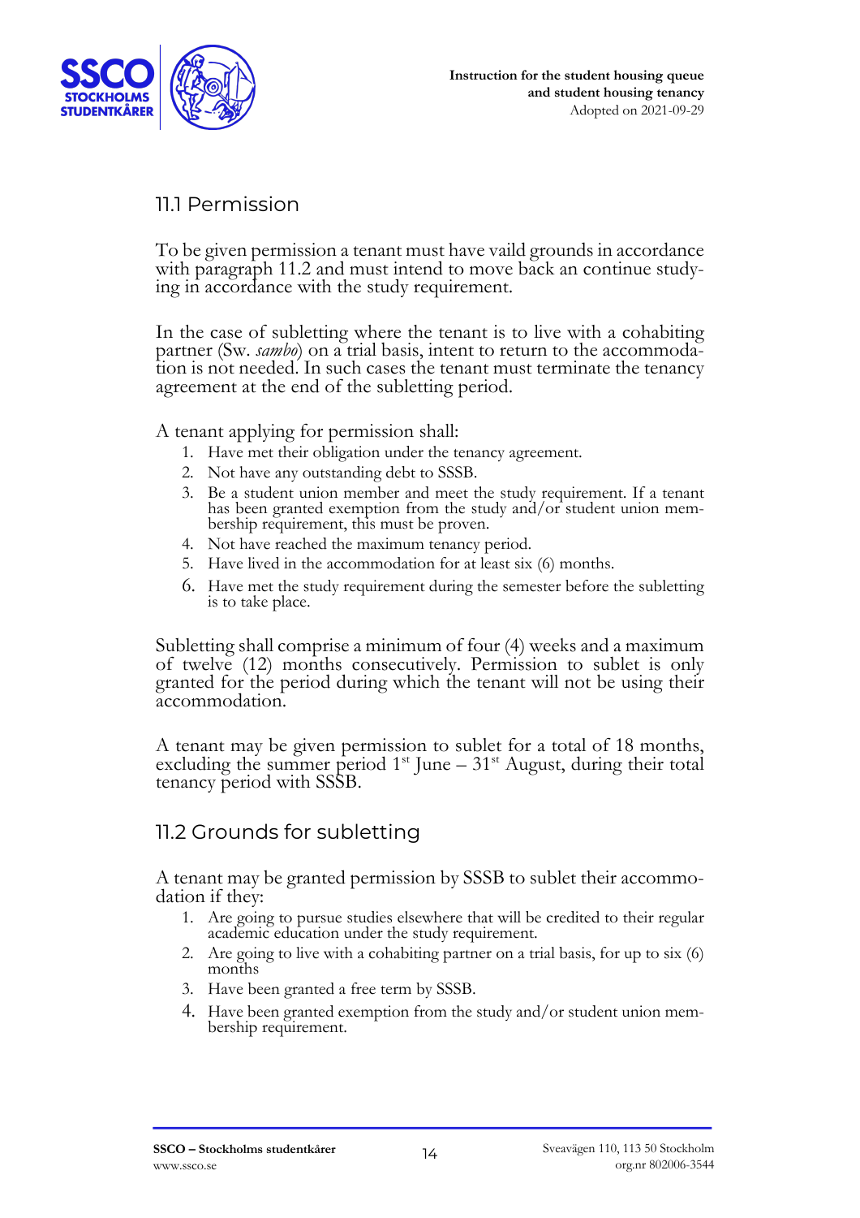## 11.1 Permission

To be given permission a tenant must have vaild grounds in accordance with paragraph 11.2 and must intend to move back an continue studying in accordance with the study requirement.

In the case of subletting where the tenant is to live with a cohabiting partner (Sw. *sambo*) on a trial basis, intent to return to the accommodation is not needed. In such cases the tenant must terminate the tenancy agreement at the end of the subletting period.

A tenant applying for permission shall:

1. Have met their obligation under the tenancy agreement.
2. Not have any outstanding debt to SSSB.
3. Be a student union member and meet the study requirement. If a tenant has been granted exemption from the study and/or student union membership requirement, this must be proven.
4. Not have reached the maximum tenancy period.
5. Have lived in the accommodation for at least six (6) months.
6. Have met the study requirement during the semester before the subletting is to take place.

Subletting shall comprise a minimum of four (4) weeks and a maximum of twelve (12) months consecutively. Permission to sublet is only granted for the period during which the tenant will not be using their accommodation.

A tenant may be given permission to sublet for a total of 18 months, excluding the summer period 1st June – 31st August, during their total tenancy period with SSSB.

## 11.2 Grounds for subletting

A tenant may be granted permission by SSSB to sublet their accommodation if they:

1. Are going to pursue studies elsewhere that will be credited to their regular academic education under the study requirement.
2. Are going to live with a cohabiting partner on a trial basis, for up to six (6) months
3. Have been granted a free term by SSSB.
4. Have been granted exemption from the study and/or student union membership requirement.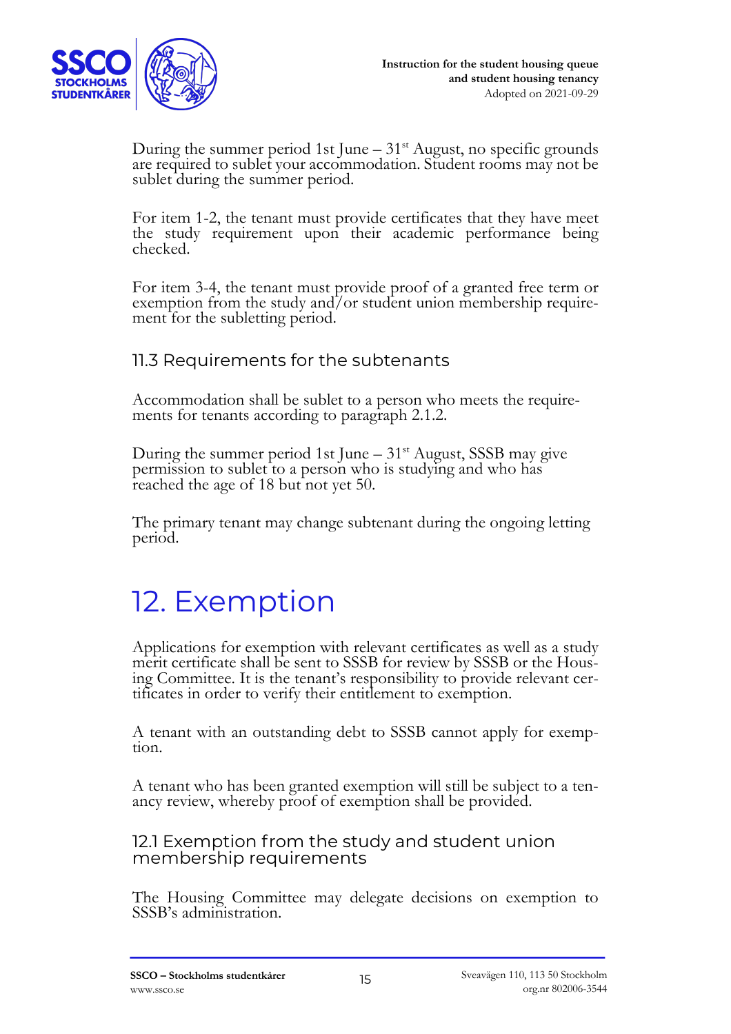During the summer period 1st June – 31st August, no specific grounds are required to sublet your accommodation. Student rooms may not be sublet during the summer period.

For item 1-2, the tenant must provide certificates that they have meet the study requirement upon their academic performance being checked.

For item 3-4, the tenant must provide proof of a granted free term or exemption from the study and/or student union membership requirement for the subletting period.

### 11.3 Requirements for the subtenants

Accommodation shall be sublet to a person who meets the requirements for tenants according to paragraph 2.1.2.

During the summer period 1st June – 31st August, SSSB may give permission to sublet to a person who is studying and who has reached the age of 18 but not yet 50.

The primary tenant may change subtenant during the ongoing letting period.

## 12. Exemption

Applications for exemption with relevant certificates as well as a study merit certificate shall be sent to SSSB for review by SSSB or the Housing Committee. It is the tenant's responsibility to provide relevant certificates in order to verify their entitlement to exemption.

A tenant with an outstanding debt to SSSB cannot apply for exemption.

A tenant who has been granted exemption will still be subject to a tenancy review, whereby proof of exemption shall be provided.

### 12.1 Exemption from the study and student union membership requirements

The Housing Committee may delegate decisions on exemption to SSSB's administration.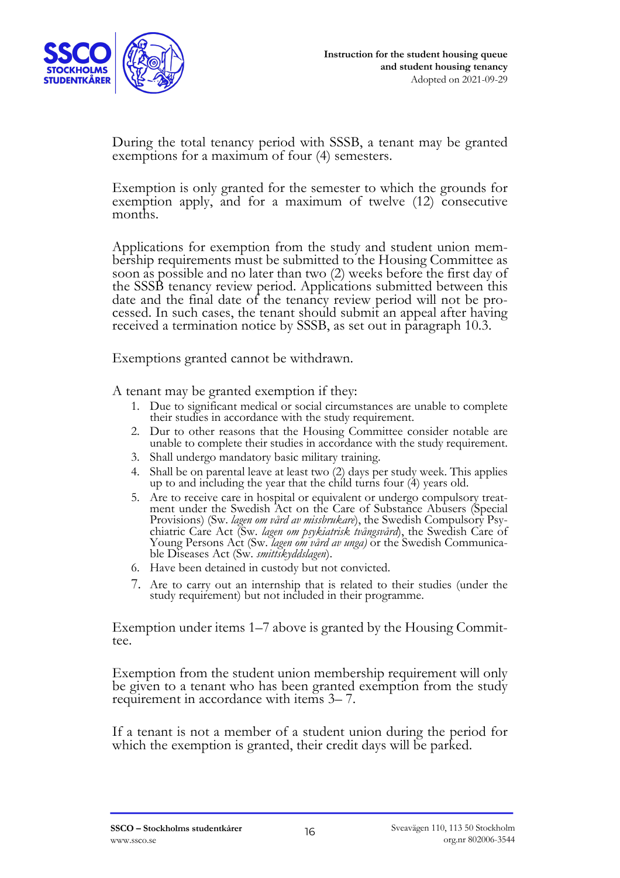During the total tenancy period with SSSB, a tenant may be granted exemptions for a maximum of four (4) semesters.

Exemption is only granted for the semester to which the grounds for exemption apply, and for a maximum of twelve (12) consecutive months.

Applications for exemption from the study and student union membership requirements must be submitted to the Housing Committee as soon as possible and no later than two (2) weeks before the first day of the SSSB tenancy review period. Applications submitted between this date and the final date of the tenancy review period will not be processed. In such cases, the tenant should submit an appeal after having received a termination notice by SSSB, as set out in paragraph 10.3.

Exemptions granted cannot be withdrawn.

A tenant may be granted exemption if they:

1. Due to significant medical or social circumstances are unable to complete their studies in accordance with the study requirement.
2. Dur to other reasons that the Housing Committee consider notable are unable to complete their studies in accordance with the study requirement.
3. Shall undergo mandatory basic military training.
4. Shall be on parental leave at least two (2) days per study week. This applies up to and including the year that the child turns four (4) years old.
5. Are to receive care in hospital or equivalent or undergo compulsory treatment under the Swedish Act on the Care of Substance Abusers (Special Provisions) (Sw. *lagen om vård av missbrukare*), the Swedish Compulsory Psychiatric Care Act (Sw. *lagen om psykiatrisk tvångsvård*), the Swedish Care of Young Persons Act (Sw. *lagen om vård av unga)* or the Swedish Communicable Diseases Act (Sw. *smittskyddslagen*).
6. Have been detained in custody but not convicted.
7. Are to carry out an internship that is related to their studies (under the study requirement) but not included in their programme.

Exemption under items 1–7 above is granted by the Housing Committee.

Exemption from the student union membership requirement will only be given to a tenant who has been granted exemption from the study requirement in accordance with items 3– 7.

If a tenant is not a member of a student union during the period for which the exemption is granted, their credit days will be parked.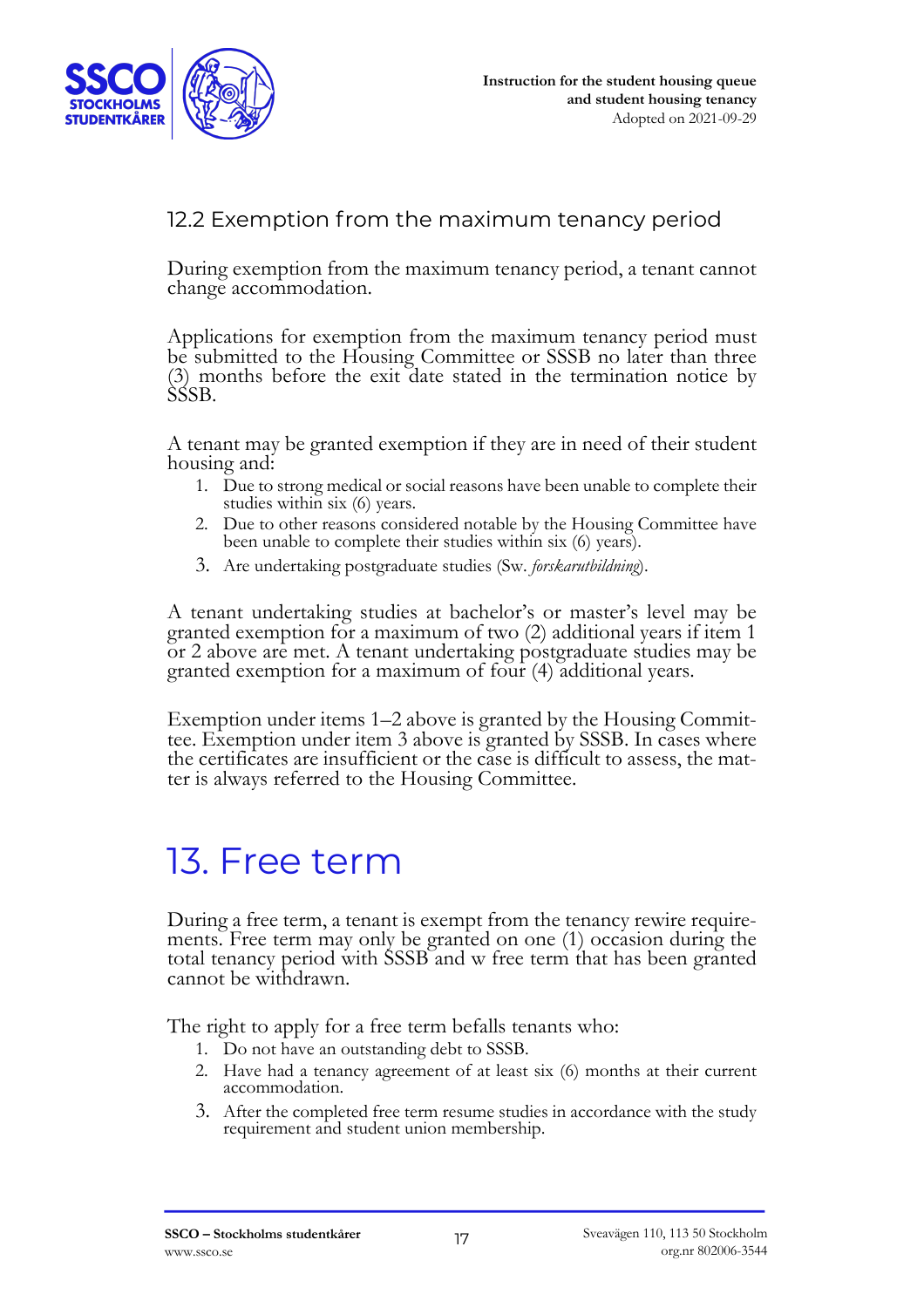### 12.2 Exemption from the maximum tenancy period

During exemption from the maximum tenancy period, a tenant cannot change accommodation.

Applications for exemption from the maximum tenancy period must be submitted to the Housing Committee or SSSB no later than three (3) months before the exit date stated in the termination notice by SSSB.

A tenant may be granted exemption if they are in need of their student housing and:

1. Due to strong medical or social reasons have been unable to complete their studies within six (6) years.
2. Due to other reasons considered notable by the Housing Committee have been unable to complete their studies within six (6) years).
3. Are undertaking postgraduate studies (Sw. *forskarutbildning*).

A tenant undertaking studies at bachelor's or master's level may be granted exemption for a maximum of two (2) additional years if item 1 or 2 above are met. A tenant undertaking postgraduate studies may be granted exemption for a maximum of four (4) additional years.

Exemption under items 1–2 above is granted by the Housing Committee. Exemption under item 3 above is granted by SSSB. In cases where the certificates are insufficient or the case is difficult to assess, the matter is always referred to the Housing Committee.

## 13. Free term

During a free term, a tenant is exempt from the tenancy rewire requirements. Free term may only be granted on one (1) occasion during the total tenancy period with SSSB and w free term that has been granted cannot be withdrawn.

The right to apply for a free term befalls tenants who:

1. Do not have an outstanding debt to SSSB.
2. Have had a tenancy agreement of at least six (6) months at their current accommodation.
3. After the completed free term resume studies in accordance with the study requirement and student union membership.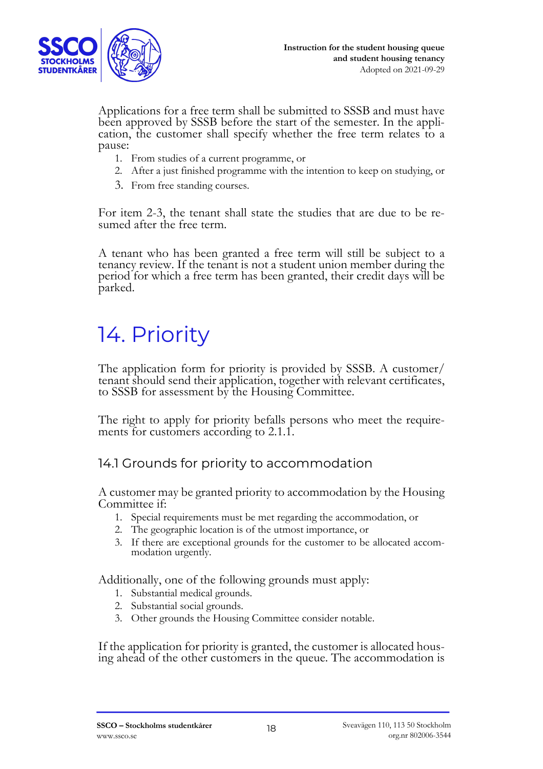Applications for a free term shall be submitted to SSSB and must have been approved by SSSB before the start of the semester. In the application, the customer shall specify whether the free term relates to a pause:

1. From studies of a current programme, or
2. After a just finished programme with the intention to keep on studying, or
3. From free standing courses.

For item 2-3, the tenant shall state the studies that are due to be resumed after the free term.

A tenant who has been granted a free term will still be subject to a tenancy review. If the tenant is not a student union member during the period for which a free term has been granted, their credit days will be parked.

# 14. Priority

The application form for priority is provided by SSSB. A customer/tenant should send their application, together with relevant certificates, to SSSB for assessment by the Housing Committee.

The right to apply for priority befalls persons who meet the requirements for customers according to 2.1.1.

## 14.1 Grounds for priority to accommodation

A customer may be granted priority to accommodation by the Housing Committee if:

1. Special requirements must be met regarding the accommodation, or
2. The geographic location is of the utmost importance, or
3. If there are exceptional grounds for the customer to be allocated accommodation urgently.

Additionally, one of the following grounds must apply:

1. Substantial medical grounds.
2. Substantial social grounds.
3. Other grounds the Housing Committee consider notable.

If the application for priority is granted, the customer is allocated housing ahead of the other customers in the queue. The accommodation is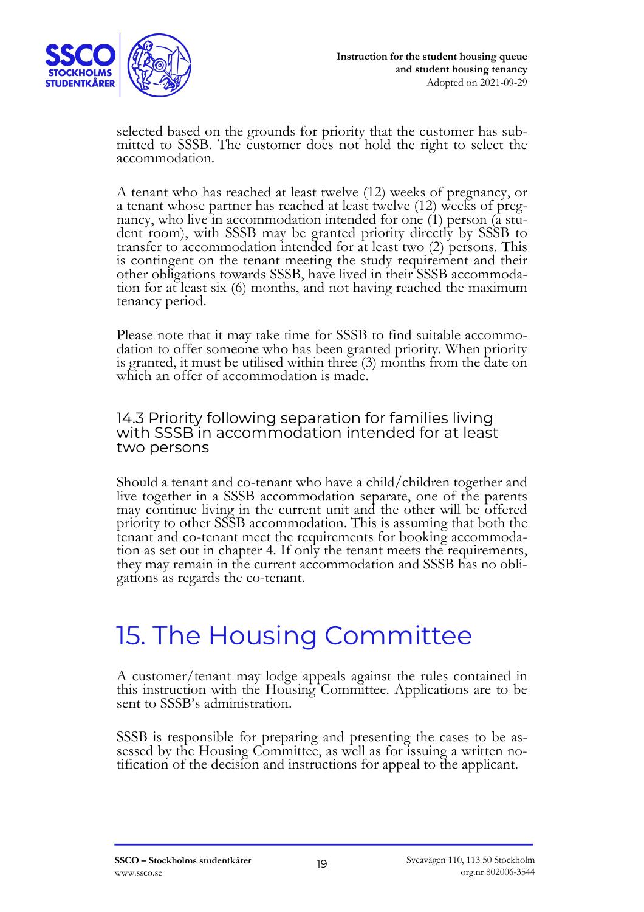selected based on the grounds for priority that the customer has submitted to SSSB. The customer does not hold the right to select the accommodation.

A tenant who has reached at least twelve (12) weeks of pregnancy, or a tenant whose partner has reached at least twelve (12) weeks of pregnancy, who live in accommodation intended for one (1) person (a student room), with SSSB may be granted priority directly by SSSB to transfer to accommodation intended for at least two (2) persons. This is contingent on the tenant meeting the study requirement and their other obligations towards SSSB, have lived in their SSSB accommodation for at least six (6) months, and not having reached the maximum tenancy period.

Please note that it may take time for SSSB to find suitable accommodation to offer someone who has been granted priority. When priority is granted, it must be utilised within three (3) months from the date on which an offer of accommodation is made.

### 14.3 Priority following separation for families living with SSSB in accommodation intended for at least two persons

Should a tenant and co-tenant who have a child/children together and live together in a SSSB accommodation separate, one of the parents may continue living in the current unit and the other will be offered priority to other SSSB accommodation. This is assuming that both the tenant and co-tenant meet the requirements for booking accommodation as set out in chapter 4. If only the tenant meets the requirements, they may remain in the current accommodation and SSSB has no obligations as regards the co-tenant.

# 15. The Housing Committee

A customer/tenant may lodge appeals against the rules contained in this instruction with the Housing Committee. Applications are to be sent to SSSB's administration.

SSSB is responsible for preparing and presenting the cases to be assessed by the Housing Committee, as well as for issuing a written notification of the decision and instructions for appeal to the applicant.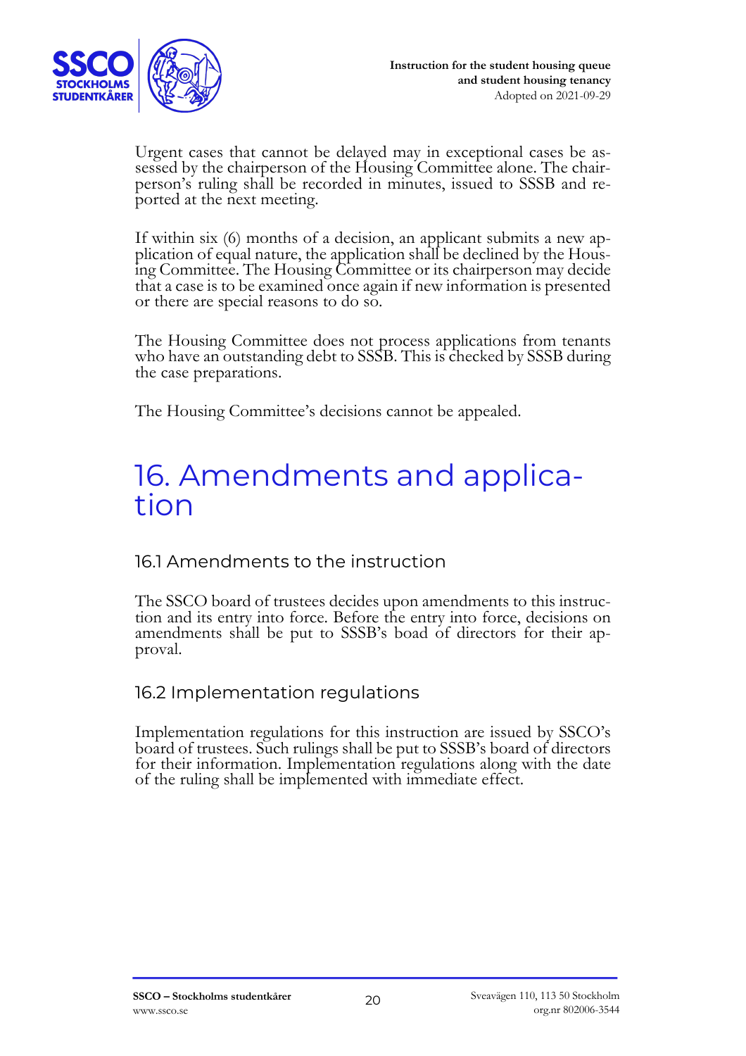Urgent cases that cannot be delayed may in exceptional cases be assessed by the chairperson of the Housing Committee alone. The chairperson's ruling shall be recorded in minutes, issued to SSSB and reported at the next meeting.

If within six (6) months of a decision, an applicant submits a new application of equal nature, the application shall be declined by the Housing Committee. The Housing Committee or its chairperson may decide that a case is to be examined once again if new information is presented or there are special reasons to do so.

The Housing Committee does not process applications from tenants who have an outstanding debt to SSSB. This is checked by SSSB during the case preparations.

The Housing Committee's decisions cannot be appealed.

# 16. Amendments and application

## 16.1 Amendments to the instruction

The SSCO board of trustees decides upon amendments to this instruction and its entry into force. Before the entry into force, decisions on amendments shall be put to SSSB's boad of directors for their approval.

## 16.2 Implementation regulations

Implementation regulations for this instruction are issued by SSCO's board of trustees. Such rulings shall be put to SSSB's board of directors for their information. Implementation regulations along with the date of the ruling shall be implemented with immediate effect.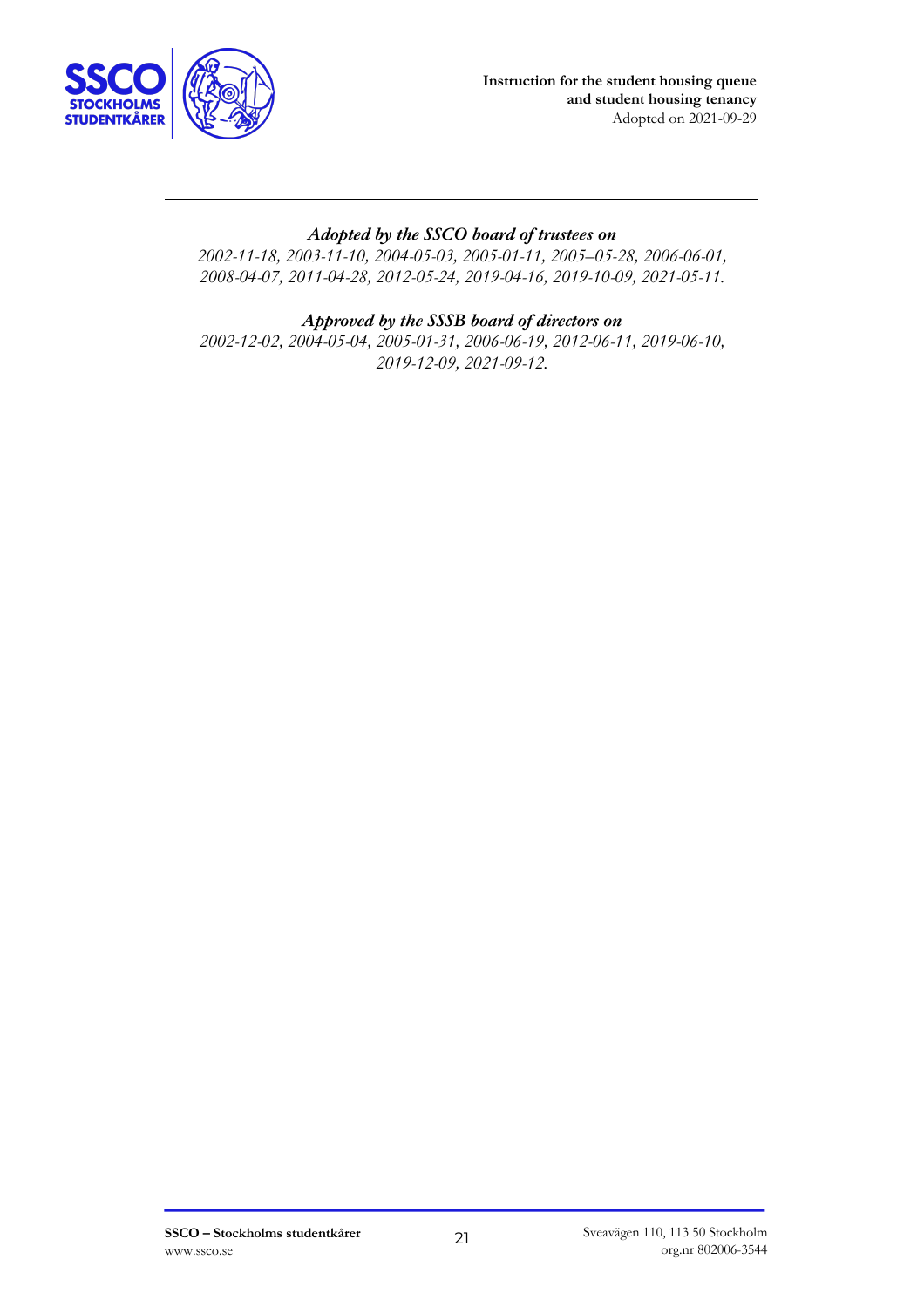*Adopted by the SSCO board of trustees on*

*2002-11-18, 2003-11-10, 2004-05-03, 2005-01-11, 2005–05-28, 2006-06-01, 2008-04-07, 2011-04-28, 2012-05-24, 2019-04-16, 2019-10-09, 2021-05-11.*

*Approved by the SSSB board of directors on*

*2002-12-02, 2004-05-04, 2005-01-31, 2006-06-19, 2012-06-11, 2019-06-10, 2019-12-09, 2021-09-12.*